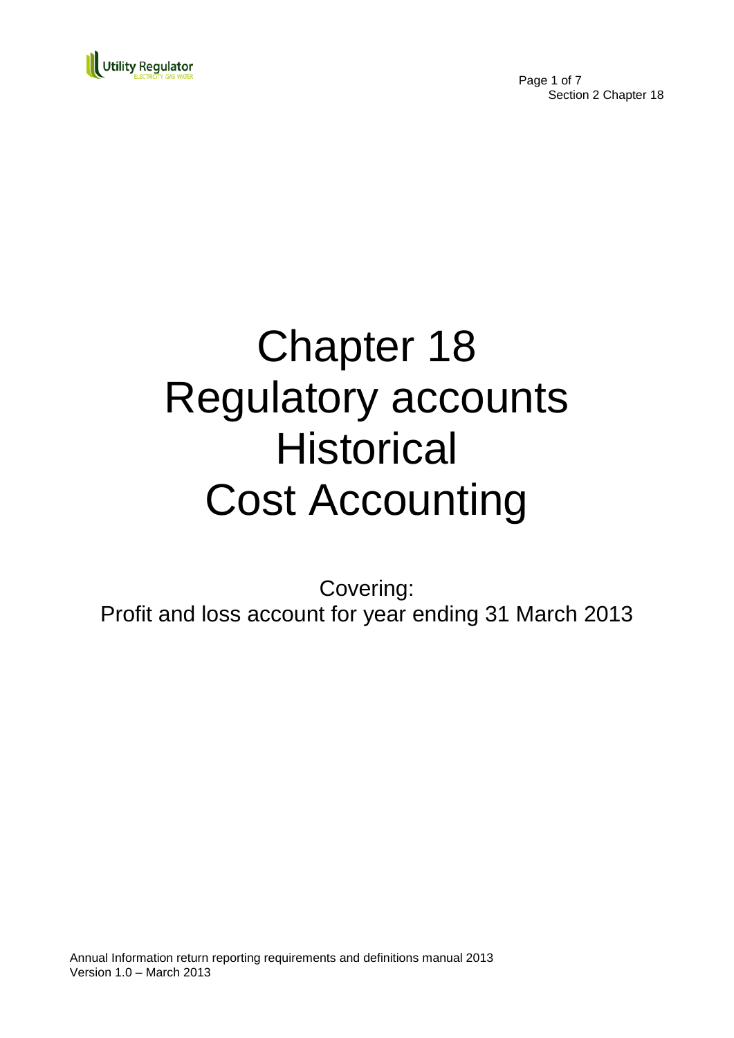# Chapter 18
# Regulatory accounts
# Historical
# Cost Accounting

Covering:
Profit and loss account for year ending 31 March 2013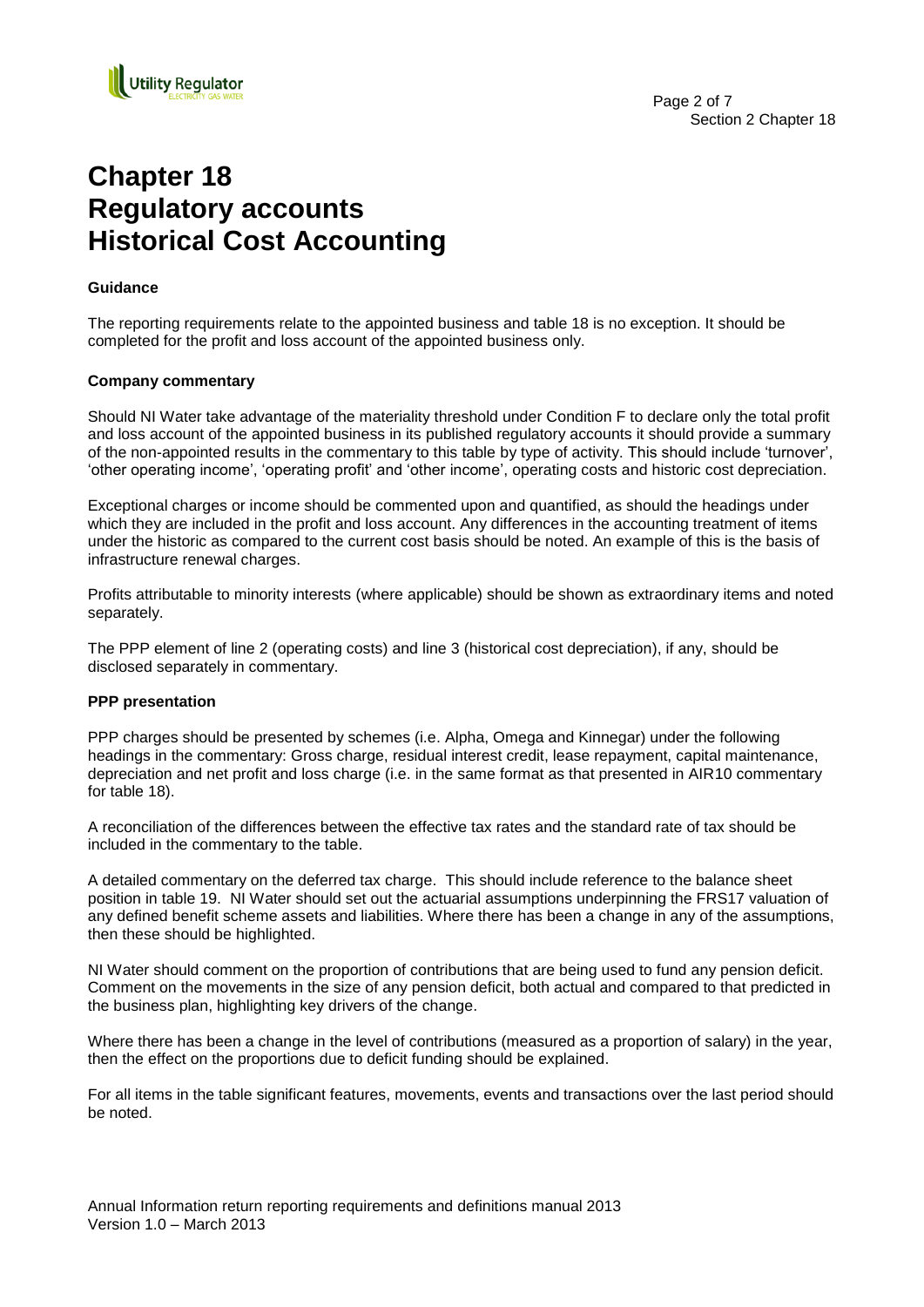# Chapter 18
# Regulatory accounts
# Historical Cost Accounting

**Guidance**

The reporting requirements relate to the appointed business and table 18 is no exception. It should be completed for the profit and loss account of the appointed business only.

**Company commentary**

Should NI Water take advantage of the materiality threshold under Condition F to declare only the total profit and loss account of the appointed business in its published regulatory accounts it should provide a summary of the non-appointed results in the commentary to this table by type of activity. This should include 'turnover', 'other operating income', 'operating profit' and 'other income', operating costs and historic cost depreciation.

Exceptional charges or income should be commented upon and quantified, as should the headings under which they are included in the profit and loss account. Any differences in the accounting treatment of items under the historic as compared to the current cost basis should be noted. An example of this is the basis of infrastructure renewal charges.

Profits attributable to minority interests (where applicable) should be shown as extraordinary items and noted separately.

The PPP element of line 2 (operating costs) and line 3 (historical cost depreciation), if any, should be disclosed separately in commentary.

**PPP presentation**

PPP charges should be presented by schemes (i.e. Alpha, Omega and Kinnegar) under the following headings in the commentary: Gross charge, residual interest credit, lease repayment, capital maintenance, depreciation and net profit and loss charge (i.e. in the same format as that presented in AIR10 commentary for table 18).

A reconciliation of the differences between the effective tax rates and the standard rate of tax should be included in the commentary to the table.

A detailed commentary on the deferred tax charge. This should include reference to the balance sheet position in table 19. NI Water should set out the actuarial assumptions underpinning the FRS17 valuation of any defined benefit scheme assets and liabilities. Where there has been a change in any of the assumptions, then these should be highlighted.

NI Water should comment on the proportion of contributions that are being used to fund any pension deficit. Comment on the movements in the size of any pension deficit, both actual and compared to that predicted in the business plan, highlighting key drivers of the change.

Where there has been a change in the level of contributions (measured as a proportion of salary) in the year, then the effect on the proportions due to deficit funding should be explained.

For all items in the table significant features, movements, events and transactions over the last period should be noted.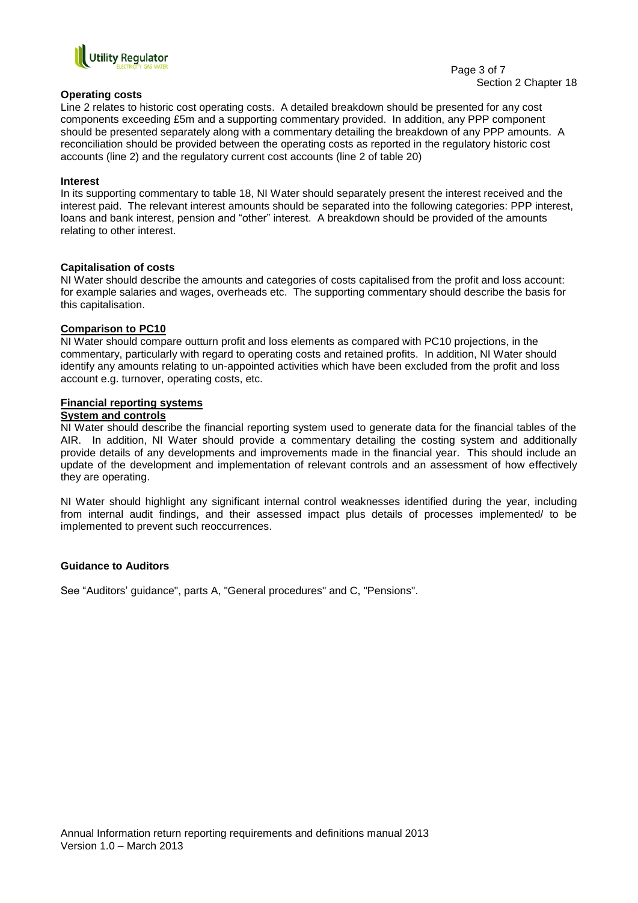**Operating costs**

Line 2 relates to historic cost operating costs. A detailed breakdown should be presented for any cost components exceeding £5m and a supporting commentary provided. In addition, any PPP component should be presented separately along with a commentary detailing the breakdown of any PPP amounts. A reconciliation should be provided between the operating costs as reported in the regulatory historic cost accounts (line 2) and the regulatory current cost accounts (line 2 of table 20)

**Interest**

In its supporting commentary to table 18, NI Water should separately present the interest received and the interest paid. The relevant interest amounts should be separated into the following categories: PPP interest, loans and bank interest, pension and "other" interest. A breakdown should be provided of the amounts relating to other interest.

**Capitalisation of costs**

NI Water should describe the amounts and categories of costs capitalised from the profit and loss account: for example salaries and wages, overheads etc. The supporting commentary should describe the basis for this capitalisation.

**Comparison to PC10**

NI Water should compare outturn profit and loss elements as compared with PC10 projections, in the commentary, particularly with regard to operating costs and retained profits. In addition, NI Water should identify any amounts relating to un-appointed activities which have been excluded from the profit and loss account e.g. turnover, operating costs, etc.

**Financial reporting systems**

**System and controls**

NI Water should describe the financial reporting system used to generate data for the financial tables of the AIR. In addition, NI Water should provide a commentary detailing the costing system and additionally provide details of any developments and improvements made in the financial year. This should include an update of the development and implementation of relevant controls and an assessment of how effectively they are operating.

NI Water should highlight any significant internal control weaknesses identified during the year, including from internal audit findings, and their assessed impact plus details of processes implemented/ to be implemented to prevent such reoccurrences.

**Guidance to Auditors**

See "Auditors' guidance", parts A, "General procedures" and C, "Pensions".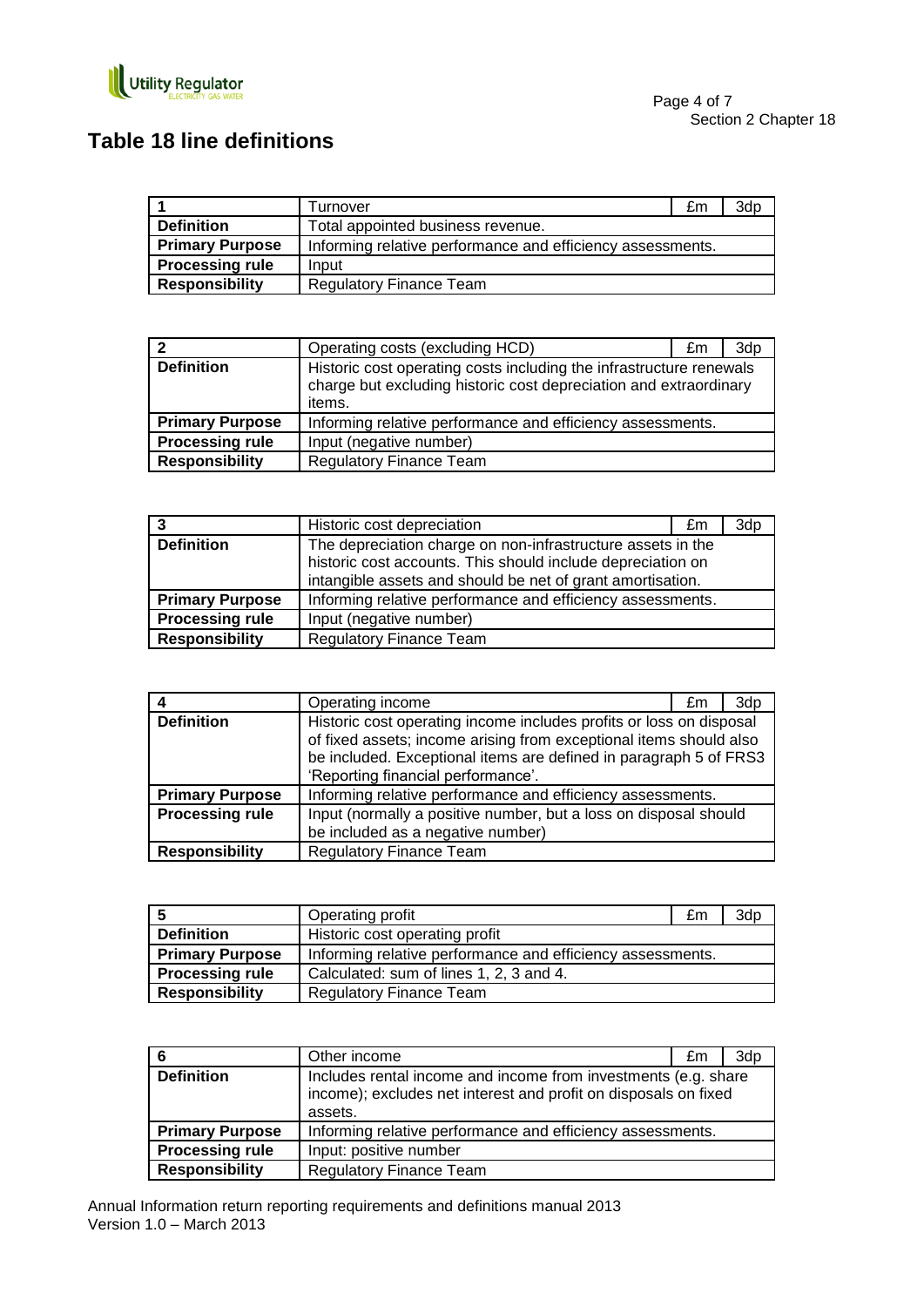# Table 18 line definitions

| 1 | Turnover | £m | 3dp |
|---|---|---|---|
| **Definition** | Total appointed business revenue. | | |
| **Primary Purpose** | Informing relative performance and efficiency assessments. | | |
| **Processing rule** | Input | | |
| **Responsibility** | Regulatory Finance Team | | |

| 2 | Operating costs (excluding HCD) | £m | 3dp |
|---|---|---|---|
| **Definition** | Historic cost operating costs including the infrastructure renewals charge but excluding historic cost depreciation and extraordinary items. | | |
| **Primary Purpose** | Informing relative performance and efficiency assessments. | | |
| **Processing rule** | Input (negative number) | | |
| **Responsibility** | Regulatory Finance Team | | |

| 3 | Historic cost depreciation | £m | 3dp |
|---|---|---|---|
| **Definition** | The depreciation charge on non-infrastructure assets in the historic cost accounts. This should include depreciation on intangible assets and should be net of grant amortisation. | | |
| **Primary Purpose** | Informing relative performance and efficiency assessments. | | |
| **Processing rule** | Input (negative number) | | |
| **Responsibility** | Regulatory Finance Team | | |

| 4 | Operating income | £m | 3dp |
|---|---|---|---|
| **Definition** | Historic cost operating income includes profits or loss on disposal of fixed assets; income arising from exceptional items should also be included. Exceptional items are defined in paragraph 5 of FRS3 'Reporting financial performance'. | | |
| **Primary Purpose** | Informing relative performance and efficiency assessments. | | |
| **Processing rule** | Input (normally a positive number, but a loss on disposal should be included as a negative number) | | |
| **Responsibility** | Regulatory Finance Team | | |

| 5 | Operating profit | £m | 3dp |
|---|---|---|---|
| **Definition** | Historic cost operating profit | | |
| **Primary Purpose** | Informing relative performance and efficiency assessments. | | |
| **Processing rule** | Calculated: sum of lines 1, 2, 3 and 4. | | |
| **Responsibility** | Regulatory Finance Team | | |

| 6 | Other income | £m | 3dp |
|---|---|---|---|
| **Definition** | Includes rental income and income from investments (e.g. share income); excludes net interest and profit on disposals on fixed assets. | | |
| **Primary Purpose** | Informing relative performance and efficiency assessments. | | |
| **Processing rule** | Input: positive number | | |
| **Responsibility** | Regulatory Finance Team | | |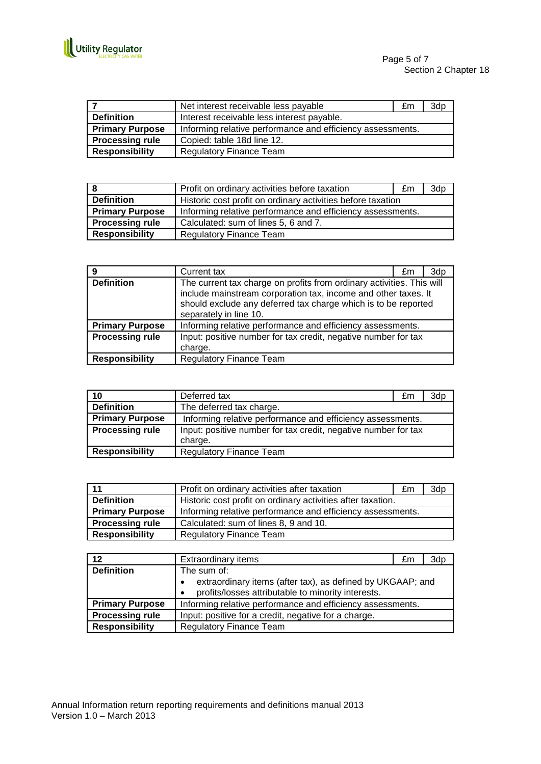| 7 | Net interest receivable less payable | £m | 3dp |
|---|---|---|---|
| **Definition** | Interest receivable less interest payable. | | |
| **Primary Purpose** | Informing relative performance and efficiency assessments. | | |
| **Processing rule** | Copied: table 18d line 12. | | |
| **Responsibility** | Regulatory Finance Team | | |

| 8 | Profit on ordinary activities before taxation | £m | 3dp |
|---|---|---|---|
| **Definition** | Historic cost profit on ordinary activities before taxation | | |
| **Primary Purpose** | Informing relative performance and efficiency assessments. | | |
| **Processing rule** | Calculated: sum of lines 5, 6 and 7. | | |
| **Responsibility** | Regulatory Finance Team | | |

| 9 | Current tax | £m | 3dp |
|---|---|---|---|
| **Definition** | The current tax charge on profits from ordinary activities. This will include mainstream corporation tax, income and other taxes. It should exclude any deferred tax charge which is to be reported separately in line 10. | | |
| **Primary Purpose** | Informing relative performance and efficiency assessments. | | |
| **Processing rule** | Input: positive number for tax credit, negative number for tax charge. | | |
| **Responsibility** | Regulatory Finance Team | | |

| 10 | Deferred tax | £m | 3dp |
|---|---|---|---|
| **Definition** | The deferred tax charge. | | |
| **Primary Purpose** | Informing relative performance and efficiency assessments. | | |
| **Processing rule** | Input: positive number for tax credit, negative number for tax charge. | | |
| **Responsibility** | Regulatory Finance Team | | |

| 11 | Profit on ordinary activities after taxation | £m | 3dp |
|---|---|---|---|
| **Definition** | Historic cost profit on ordinary activities after taxation. | | |
| **Primary Purpose** | Informing relative performance and efficiency assessments. | | |
| **Processing rule** | Calculated: sum of lines 8, 9 and 10. | | |
| **Responsibility** | Regulatory Finance Team | | |

| 12 | Extraordinary items | £m | 3dp |
|---|---|---|---|
| **Definition** | The sum of: <br>• extraordinary items (after tax), as defined by UKGAAP; and <br>• profits/losses attributable to minority interests. | | |
| **Primary Purpose** | Informing relative performance and efficiency assessments. | | |
| **Processing rule** | Input: positive for a credit, negative for a charge. | | |
| **Responsibility** | Regulatory Finance Team | | |

Annual Information return reporting requirements and definitions manual 2013
Version 1.0 – March 2013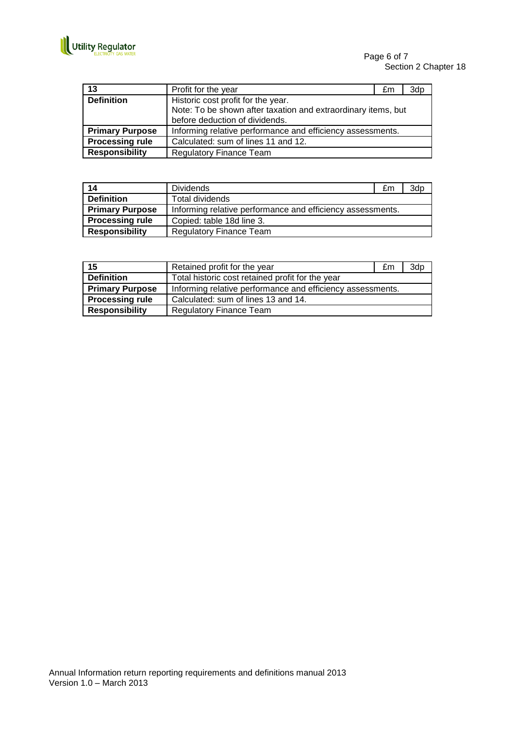| 13 | Profit for the year | £m | 3dp |
|---|---|---|---|
| **Definition** | Historic cost profit for the year.<br>Note: To be shown after taxation and extraordinary items, but before deduction of dividends. | | |
| **Primary Purpose** | Informing relative performance and efficiency assessments. | | |
| **Processing rule** | Calculated: sum of lines 11 and 12. | | |
| **Responsibility** | Regulatory Finance Team | | |

| 14 | Dividends | £m | 3dp |
|---|---|---|---|
| **Definition** | Total dividends | | |
| **Primary Purpose** | Informing relative performance and efficiency assessments. | | |
| **Processing rule** | Copied: table 18d line 3. | | |
| **Responsibility** | Regulatory Finance Team | | |

| 15 | Retained profit for the year | £m | 3dp |
|---|---|---|---|
| **Definition** | Total historic cost retained profit for the year | | |
| **Primary Purpose** | Informing relative performance and efficiency assessments. | | |
| **Processing rule** | Calculated: sum of lines 13 and 14. | | |
| **Responsibility** | Regulatory Finance Team | | |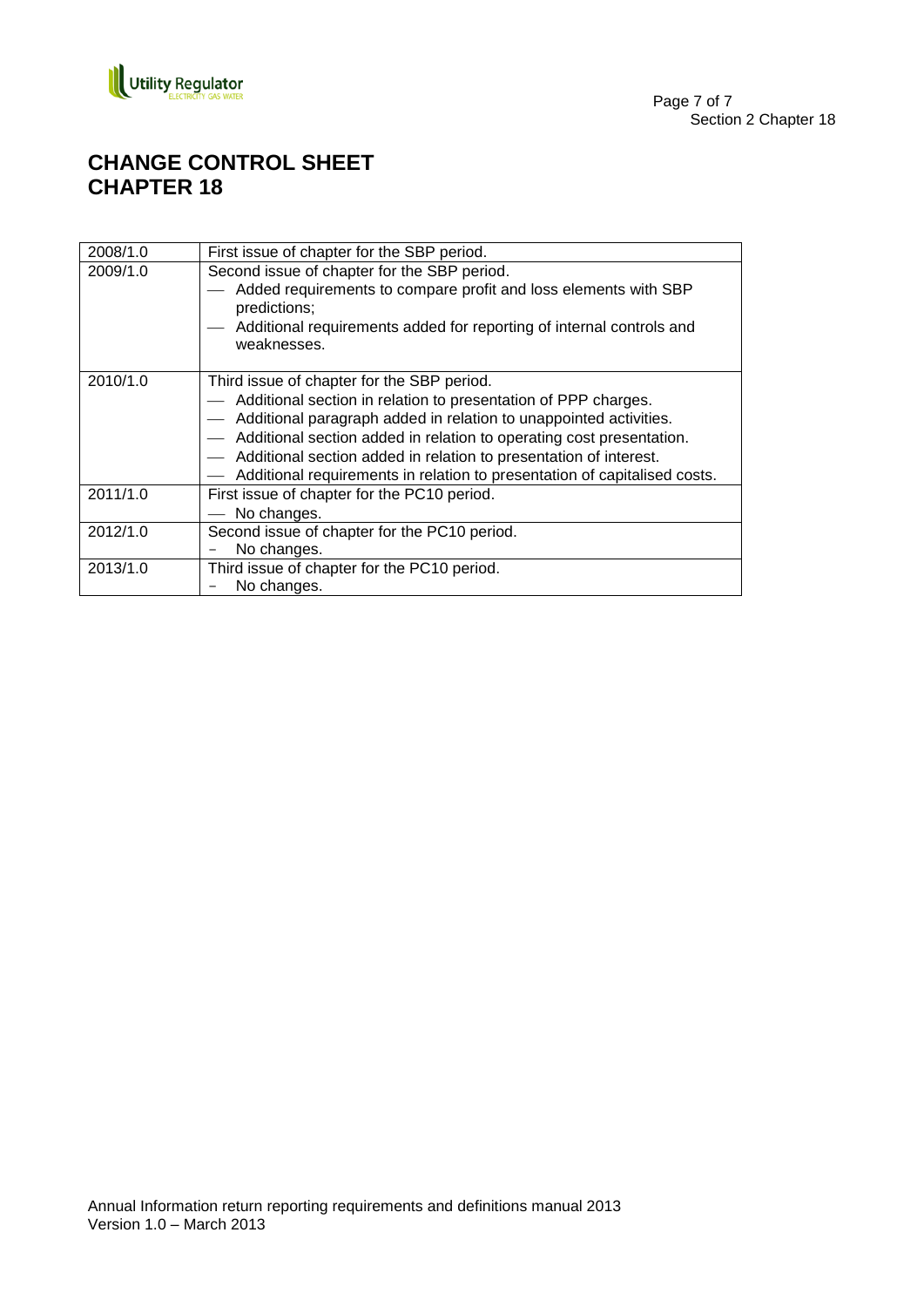# CHANGE CONTROL SHEET
# CHAPTER 18

| | |
|---|---|
| 2008/1.0 | First issue of chapter for the SBP period. |
| 2009/1.0 | Second issue of chapter for the SBP period.<br>— Added requirements to compare profit and loss elements with SBP predictions;<br>— Additional requirements added for reporting of internal controls and weaknesses. |
| 2010/1.0 | Third issue of chapter for the SBP period.<br>— Additional section in relation to presentation of PPP charges.<br>— Additional paragraph added in relation to unappointed activities.<br>— Additional section added in relation to operating cost presentation.<br>— Additional section added in relation to presentation of interest.<br>— Additional requirements in relation to presentation of capitalised costs. |
| 2011/1.0 | First issue of chapter for the PC10 period.<br>— No changes. |
| 2012/1.0 | Second issue of chapter for the PC10 period.<br>- No changes. |
| 2013/1.0 | Third issue of chapter for the PC10 period.<br>- No changes. |

Annual Information return reporting requirements and definitions manual 2013
Version 1.0 – March 2013